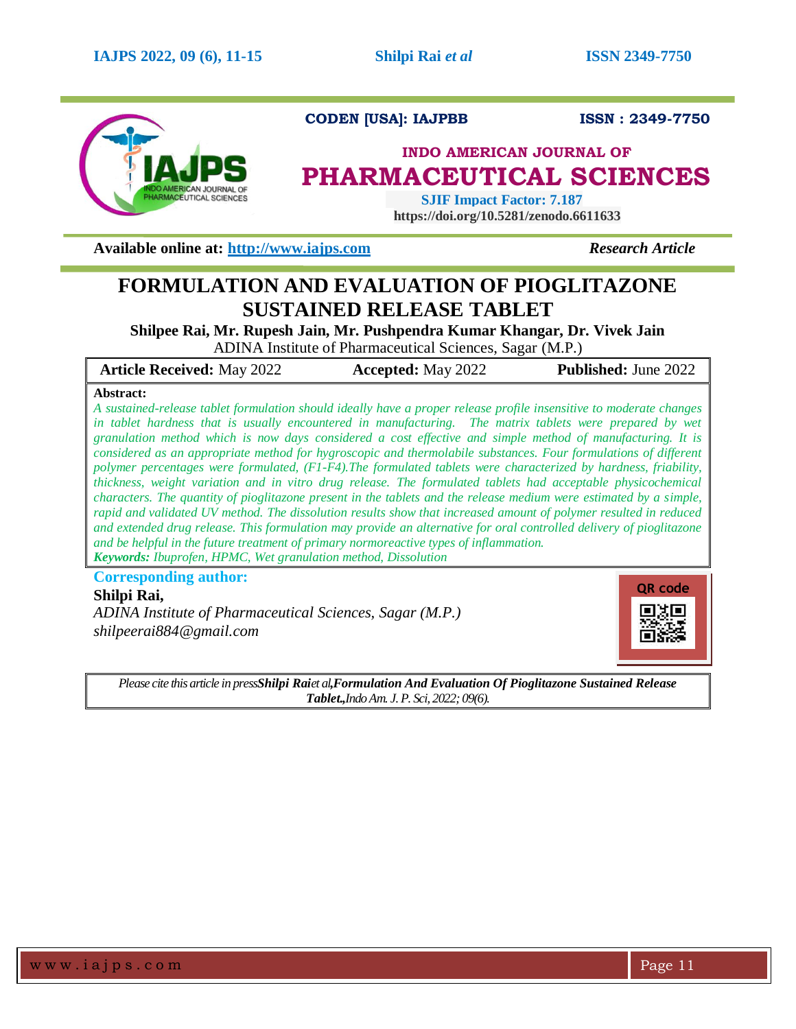CODEN [USA]: IAJPBB ISSN : 2349-7750

**INDO AMERICAN JOURNAL OF PHARMACEUTICAL SCIENCES**

SJIF Impact Factor: 7.187
https://doi.org/10.5281/zenodo.6611633

**Available online at:** http://www.iajps.com *Research Article*

# FORMULATION AND EVALUATION OF PIOGLITAZONE SUSTAINED RELEASE TABLET

**Shilpee Rai, Mr. Rupesh Jain, Mr. Pushpendra Kumar Khangar, Dr. Vivek Jain**

ADINA Institute of Pharmaceutical Sciences, Sagar (M.P.)

| **Article Received:** May 2022 | **Accepted:** May 2022 | **Published:** June 2022 |
|---|---|---|

**Abstract:**

*A sustained-release tablet formulation should ideally have a proper release profile insensitive to moderate changes in tablet hardness that is usually encountered in manufacturing. The matrix tablets were prepared by wet granulation method which is now days considered a cost effective and simple method of manufacturing. It is considered as an appropriate method for hygroscopic and thermolabile substances. Four formulations of different polymer percentages were formulated, (F1-F4).The formulated tablets were characterized by hardness, friability, thickness, weight variation and in vitro drug release. The formulated tablets had acceptable physicochemical characters. The quantity of pioglitazone present in the tablets and the release medium were estimated by a simple, rapid and validated UV method. The dissolution results show that increased amount of polymer resulted in reduced and extended drug release. This formulation may provide an alternative for oral controlled delivery of pioglitazone and be helpful in the future treatment of primary normoreactive types of inflammation.*

***Keywords:*** *Ibuprofen, HPMC, Wet granulation method, Dissolution*

**Corresponding author:**

**Shilpi Rai,**

*ADINA Institute of Pharmaceutical Sciences, Sagar (M.P.)*

*shilpeerai884@gmail.com*

*Please cite this article in press* ***Shilpi Rai*** *et al,* ***Formulation And Evaluation Of Pioglitazone Sustained Release Tablet.,*** *Indo Am. J. P. Sci, 2022; 09(6).*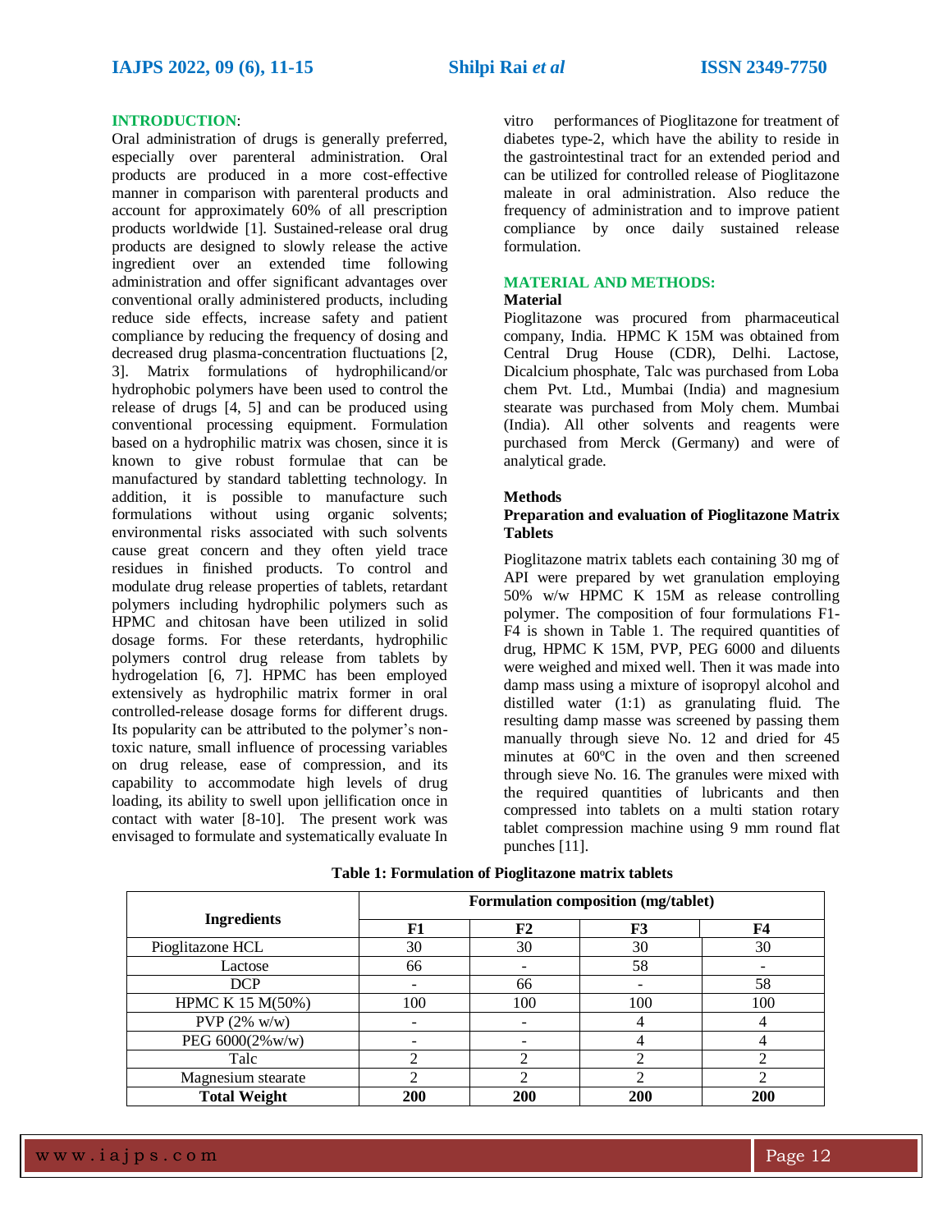## INTRODUCTION:

Oral administration of drugs is generally preferred, especially over parenteral administration. Oral products are produced in a more cost-effective manner in comparison with parenteral products and account for approximately 60% of all prescription products worldwide [1]. Sustained-release oral drug products are designed to slowly release the active ingredient over an extended time following administration and offer significant advantages over conventional orally administered products, including reduce side effects, increase safety and patient compliance by reducing the frequency of dosing and decreased drug plasma-concentration fluctuations [2, 3]. Matrix formulations of hydrophilicand/or hydrophobic polymers have been used to control the release of drugs [4, 5] and can be produced using conventional processing equipment. Formulation based on a hydrophilic matrix was chosen, since it is known to give robust formulae that can be manufactured by standard tabletting technology. In addition, it is possible to manufacture such formulations without using organic solvents; environmental risks associated with such solvents cause great concern and they often yield trace residues in finished products. To control and modulate drug release properties of tablets, retardant polymers including hydrophilic polymers such as HPMC and chitosan have been utilized in solid dosage forms. For these reterdants, hydrophilic polymers control drug release from tablets by hydrogelation [6, 7]. HPMC has been employed extensively as hydrophilic matrix former in oral controlled-release dosage forms for different drugs. Its popularity can be attributed to the polymer's non-toxic nature, small influence of processing variables on drug release, ease of compression, and its capability to accommodate high levels of drug loading, its ability to swell upon jellification once in contact with water [8-10]. The present work was envisaged to formulate and systematically evaluate In vitro performances of Pioglitazone for treatment of diabetes type-2, which have the ability to reside in the gastrointestinal tract for an extended period and can be utilized for controlled release of Pioglitazone maleate in oral administration. Also reduce the frequency of administration and to improve patient compliance by once daily sustained release formulation.

## MATERIAL AND METHODS:

### Material

Pioglitazone was procured from pharmaceutical company, India. HPMC K 15M was obtained from Central Drug House (CDR), Delhi. Lactose, Dicalcium phosphate, Talc was purchased from Loba chem Pvt. Ltd., Mumbai (India) and magnesium stearate was purchased from Moly chem. Mumbai (India). All other solvents and reagents were purchased from Merck (Germany) and were of analytical grade.

### Methods

#### Preparation and evaluation of Pioglitazone Matrix Tablets

Pioglitazone matrix tablets each containing 30 mg of API were prepared by wet granulation employing 50% w/w HPMC K 15M as release controlling polymer. The composition of four formulations F1-F4 is shown in Table 1. The required quantities of drug, HPMC K 15M, PVP, PEG 6000 and diluents were weighed and mixed well. Then it was made into damp mass using a mixture of isopropyl alcohol and distilled water (1:1) as granulating fluid. The resulting damp masse was screened by passing them manually through sieve No. 12 and dried for 45 minutes at 60ºC in the oven and then screened through sieve No. 16. The granules were mixed with the required quantities of lubricants and then compressed into tablets on a multi station rotary tablet compression machine using 9 mm round flat punches [11].

**Table 1: Formulation of Pioglitazone matrix tablets**

| Ingredients | Formulation composition (mg/tablet) | | | |
|---|---|---|---|---|
| | F1 | F2 | F3 | F4 |
| Pioglitazone HCL | 30 | 30 | 30 | 30 |
| Lactose | 66 | - | 58 | - |
| DCP | - | 66 | - | 58 |
| HPMC K 15 M(50%) | 100 | 100 | 100 | 100 |
| PVP (2% w/w) | - | - | 4 | 4 |
| PEG 6000(2%w/w) | - | - | 4 | 4 |
| Talc | 2 | 2 | 2 | 2 |
| Magnesium stearate | 2 | 2 | 2 | 2 |
| **Total Weight** | **200** | **200** | **200** | **200** |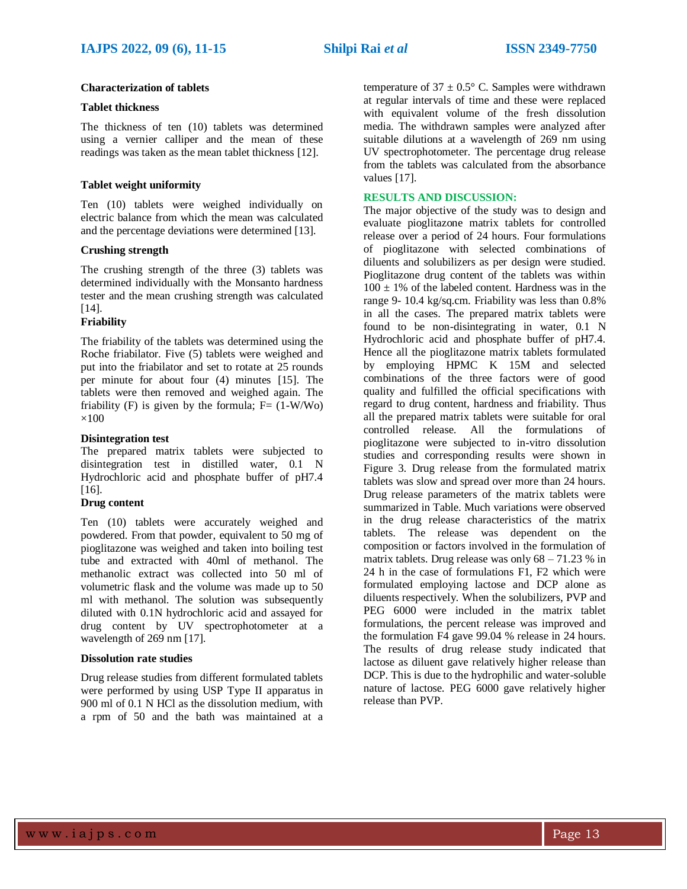### Characterization of tablets

#### Tablet thickness

The thickness of ten (10) tablets was determined using a vernier calliper and the mean of these readings was taken as the mean tablet thickness [12].

#### Tablet weight uniformity

Ten (10) tablets were weighed individually on electric balance from which the mean was calculated and the percentage deviations were determined [13].

#### Crushing strength

The crushing strength of the three (3) tablets was determined individually with the Monsanto hardness tester and the mean crushing strength was calculated [14].

#### Friability

The friability of the tablets was determined using the Roche friabilator. Five (5) tablets were weighed and put into the friabilator and set to rotate at 25 rounds per minute for about four (4) minutes [15]. The tablets were then removed and weighed again. The friability (F) is given by the formula; $F= (1-W/W_o) \times 100$

#### Disintegration test

The prepared matrix tablets were subjected to disintegration test in distilled water, 0.1 N Hydrochloric acid and phosphate buffer of pH7.4 [16].

#### Drug content

Ten (10) tablets were accurately weighed and powdered. From that powder, equivalent to 50 mg of pioglitazone was weighed and taken into boiling test tube and extracted with 40ml of methanol. The methanolic extract was collected into 50 ml of volumetric flask and the volume was made up to 50 ml with methanol. The solution was subsequently diluted with 0.1N hydrochloric acid and assayed for drug content by UV spectrophotometer at a wavelength of 269 nm [17].

#### Dissolution rate studies

Drug release studies from different formulated tablets were performed by using USP Type II apparatus in 900 ml of 0.1 N HCl as the dissolution medium, with a rpm of 50 and the bath was maintained at a temperature of 37 ± 0.5° C. Samples were withdrawn at regular intervals of time and these were replaced with equivalent volume of the fresh dissolution media. The withdrawn samples were analyzed after suitable dilutions at a wavelength of 269 nm using UV spectrophotometer. The percentage drug release from the tablets was calculated from the absorbance values [17].

## RESULTS AND DISCUSSION:

The major objective of the study was to design and evaluate pioglitazone matrix tablets for controlled release over a period of 24 hours. Four formulations of pioglitazone with selected combinations of diluents and solubilizers as per design were studied. Pioglitazone drug content of the tablets was within 100 ± 1% of the labeled content. Hardness was in the range 9- 10.4 kg/sq.cm. Friability was less than 0.8% in all the cases. The prepared matrix tablets were found to be non-disintegrating in water, 0.1 N Hydrochloric acid and phosphate buffer of pH7.4. Hence all the pioglitazone matrix tablets formulated by employing HPMC K 15M and selected combinations of the three factors were of good quality and fulfilled the official specifications with regard to drug content, hardness and friability. Thus all the prepared matrix tablets were suitable for oral controlled release. All the formulations of pioglitazone were subjected to in-vitro dissolution studies and corresponding results were shown in Figure 3. Drug release from the formulated matrix tablets was slow and spread over more than 24 hours. Drug release parameters of the matrix tablets were summarized in Table. Much variations were observed in the drug release characteristics of the matrix tablets. The release was dependent on the composition or factors involved in the formulation of matrix tablets. Drug release was only 68 – 71.23 % in 24 h in the case of formulations F1, F2 which were formulated employing lactose and DCP alone as diluents respectively. When the solubilizers, PVP and PEG 6000 were included in the matrix tablet formulations, the percent release was improved and the formulation F4 gave 99.04 % release in 24 hours. The results of drug release study indicated that lactose as diluent gave relatively higher release than DCP. This is due to the hydrophilic and water-soluble nature of lactose. PEG 6000 gave relatively higher release than PVP.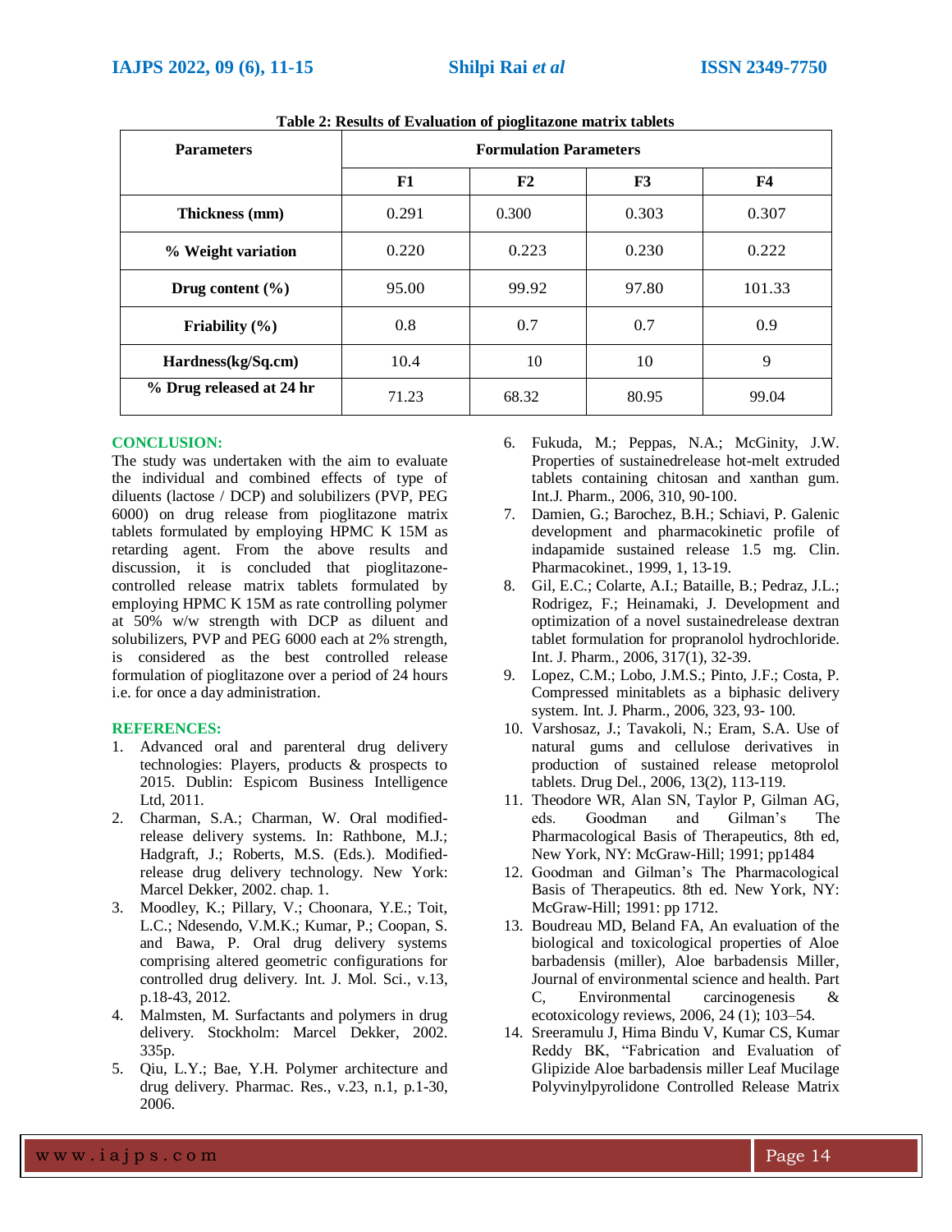**Table 2: Results of Evaluation of pioglitazone matrix tablets**

| Parameters | Formulation Parameters | | | |
|---|---|---|---|---|
| | F1 | F2 | F3 | F4 |
| Thickness (mm) | 0.291 | 0.300 | 0.303 | 0.307 |
| % Weight variation | 0.220 | 0.223 | 0.230 | 0.222 |
| Drug content (%) | 95.00 | 99.92 | 97.80 | 101.33 |
| Friability (%) | 0.8 | 0.7 | 0.7 | 0.9 |
| Hardness(kg/Sq.cm) | 10.4 | 10 | 10 | 9 |
| % Drug released at 24 hr | 71.23 | 68.32 | 80.95 | 99.04 |

## CONCLUSION:

The study was undertaken with the aim to evaluate the individual and combined effects of type of diluents (lactose / DCP) and solubilizers (PVP, PEG 6000) on drug release from pioglitazone matrix tablets formulated by employing HPMC K 15M as retarding agent. From the above results and discussion, it is concluded that pioglitazone-controlled release matrix tablets formulated by employing HPMC K 15M as rate controlling polymer at 50% w/w strength with DCP as diluent and solubilizers, PVP and PEG 6000 each at 2% strength, is considered as the best controlled release formulation of pioglitazone over a period of 24 hours i.e. for once a day administration.

## REFERENCES:

1. Advanced oral and parenteral drug delivery technologies: Players, products & prospects to 2015. Dublin: Espicom Business Intelligence Ltd, 2011.
2. Charman, S.A.; Charman, W. Oral modified-release delivery systems. In: Rathbone, M.J.; Hadgraft, J.; Roberts, M.S. (Eds.). Modified-release drug delivery technology. New York: Marcel Dekker, 2002. chap. 1.
3. Moodley, K.; Pillary, V.; Choonara, Y.E.; Toit, L.C.; Ndesendo, V.M.K.; Kumar, P.; Coopan, S. and Bawa, P. Oral drug delivery systems comprising altered geometric configurations for controlled drug delivery. Int. J. Mol. Sci., v.13, p.18-43, 2012.
4. Malmsten, M. Surfactants and polymers in drug delivery. Stockholm: Marcel Dekker, 2002. 335p.
5. Qiu, L.Y.; Bae, Y.H. Polymer architecture and drug delivery. Pharmac. Res., v.23, n.1, p.1-30, 2006.
6. Fukuda, M.; Peppas, N.A.; McGinity, J.W. Properties of sustainedrelease hot-melt extruded tablets containing chitosan and xanthan gum. Int.J. Pharm., 2006, 310, 90-100.
7. Damien, G.; Barochez, B.H.; Schiavi, P. Galenic development and pharmacokinetic profile of indapamide sustained release 1.5 mg. Clin. Pharmacokinet., 1999, 1, 13-19.
8. Gil, E.C.; Colarte, A.I.; Bataille, B.; Pedraz, J.L.; Rodrigez, F.; Heinamaki, J. Development and optimization of a novel sustainedrelease dextran tablet formulation for propranolol hydrochloride. Int. J. Pharm., 2006, 317(1), 32-39.
9. Lopez, C.M.; Lobo, J.M.S.; Pinto, J.F.; Costa, P. Compressed minitablets as a biphasic delivery system. Int. J. Pharm., 2006, 323, 93- 100.
10. Varshosaz, J.; Tavakoli, N.; Eram, S.A. Use of natural gums and cellulose derivatives in production of sustained release metoprolol tablets. Drug Del., 2006, 13(2), 113-119.
11. Theodore WR, Alan SN, Taylor P, Gilman AG, eds. Goodman and Gilman's The Pharmacological Basis of Therapeutics, 8th ed, New York, NY: McGraw-Hill; 1991; pp1484
12. Goodman and Gilman's The Pharmacological Basis of Therapeutics. 8th ed. New York, NY: McGraw-Hill; 1991: pp 1712.
13. Boudreau MD, Beland FA, An evaluation of the biological and toxicological properties of Aloe barbadensis (miller), Aloe barbadensis Miller, Journal of environmental science and health. Part C, Environmental carcinogenesis & ecotoxicology reviews, 2006, 24 (1); 103–54.
14. Sreeramulu J, Hima Bindu V, Kumar CS, Kumar Reddy BK, "Fabrication and Evaluation of Glipizide Aloe barbadensis miller Leaf Mucilage Polyvinylpyrolidone Controlled Release Matrix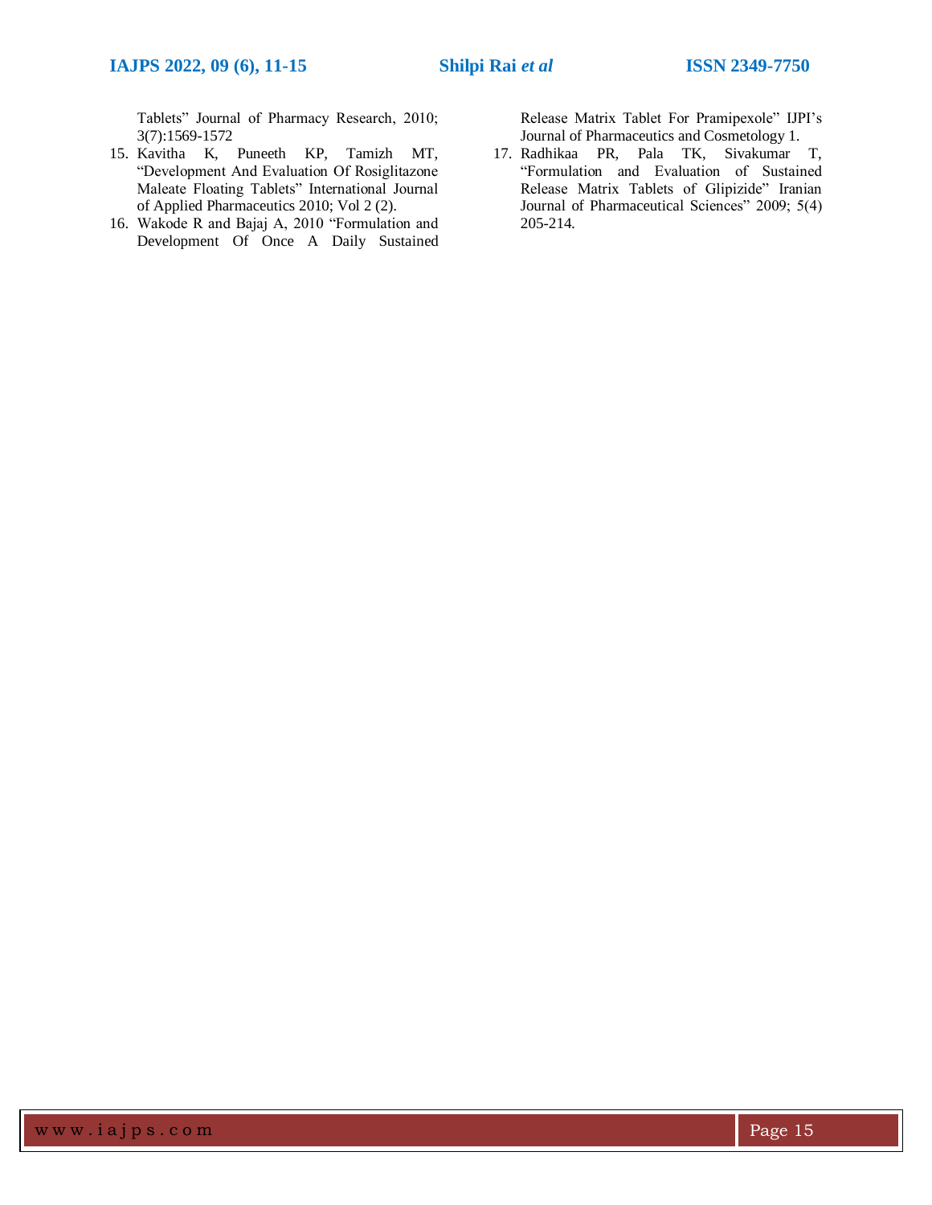Tablets" Journal of Pharmacy Research, 2010; 3(7):1569-1572

15. Kavitha K, Puneeth KP, Tamizh MT, "Development And Evaluation Of Rosiglitazone Maleate Floating Tablets" International Journal of Applied Pharmaceutics 2010; Vol 2 (2).
16. Wakode R and Bajaj A, 2010 "Formulation and Development Of Once A Daily Sustained Release Matrix Tablet For Pramipexole" IJPI's Journal of Pharmaceutics and Cosmetology 1.
17. Radhikaa PR, Pala TK, Sivakumar T, "Formulation and Evaluation of Sustained Release Matrix Tablets of Glipizide" Iranian Journal of Pharmaceutical Sciences" 2009; 5(4) 205-214.